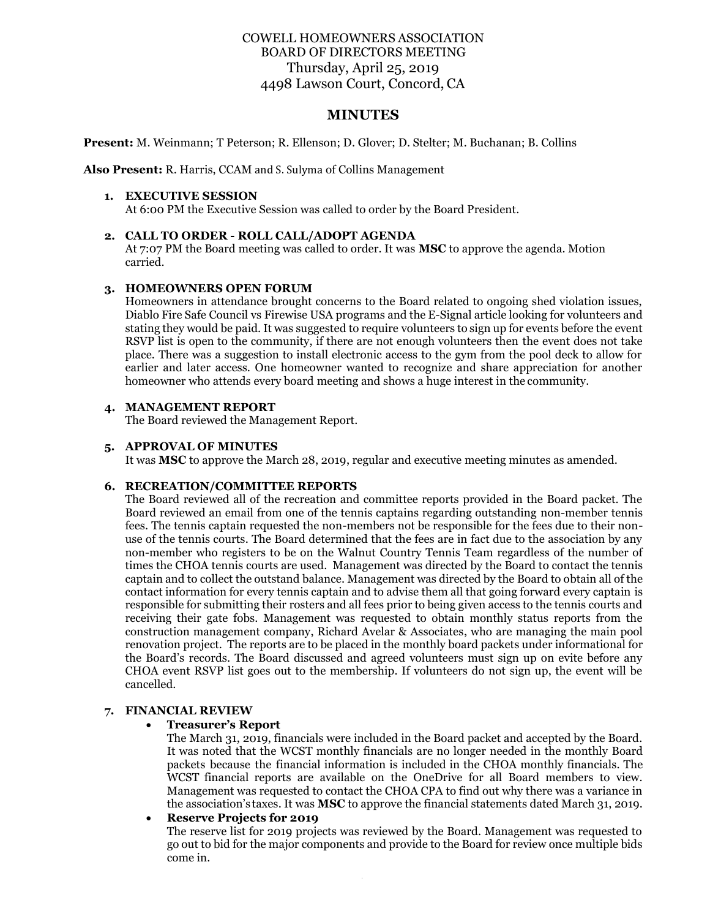COWELL HOMEOWNERS ASSOCIATION
BOARD OF DIRECTORS MEETING
Thursday, April 25, 2019
4498 Lawson Court, Concord, CA

# MINUTES

**Present:** M. Weinmann; T Peterson; R. Ellenson; D. Glover; D. Stelter; M. Buchanan; B. Collins

**Also Present:** R. Harris, CCAM and S. Sulyma of Collins Management

1. **EXECUTIVE SESSION**
   At 6:00 PM the Executive Session was called to order by the Board President.

2. **CALL TO ORDER - ROLL CALL/ADOPT AGENDA**
   At 7:07 PM the Board meeting was called to order. It was **MSC** to approve the agenda. Motion carried.

3. **HOMEOWNERS OPEN FORUM**
   Homeowners in attendance brought concerns to the Board related to ongoing shed violation issues, Diablo Fire Safe Council vs Firewise USA programs and the E-Signal article looking for volunteers and stating they would be paid. It was suggested to require volunteers to sign up for events before the event RSVP list is open to the community, if there are not enough volunteers then the event does not take place. There was a suggestion to install electronic access to the gym from the pool deck to allow for earlier and later access. One homeowner wanted to recognize and share appreciation for another homeowner who attends every board meeting and shows a huge interest in the community.

4. **MANAGEMENT REPORT**
   The Board reviewed the Management Report.

5. **APPROVAL OF MINUTES**
   It was **MSC** to approve the March 28, 2019, regular and executive meeting minutes as amended.

6. **RECREATION/COMMITTEE REPORTS**
   The Board reviewed all of the recreation and committee reports provided in the Board packet. The Board reviewed an email from one of the tennis captains regarding outstanding non-member tennis fees. The tennis captain requested the non-members not be responsible for the fees due to their non-use of the tennis courts. The Board determined that the fees are in fact due to the association by any non-member who registers to be on the Walnut Country Tennis Team regardless of the number of times the CHOA tennis courts are used. Management was directed by the Board to contact the tennis captain and to collect the outstand balance. Management was directed by the Board to obtain all of the contact information for every tennis captain and to advise them all that going forward every captain is responsible for submitting their rosters and all fees prior to being given access to the tennis courts and receiving their gate fobs. Management was requested to obtain monthly status reports from the construction management company, Richard Avelar & Associates, who are managing the main pool renovation project. The reports are to be placed in the monthly board packets under informational for the Board's records. The Board discussed and agreed volunteers must sign up on evite before any CHOA event RSVP list goes out to the membership. If volunteers do not sign up, the event will be cancelled.

7. **FINANCIAL REVIEW**
   - **Treasurer's Report**
     The March 31, 2019, financials were included in the Board packet and accepted by the Board. It was noted that the WCST monthly financials are no longer needed in the monthly Board packets because the financial information is included in the CHOA monthly financials. The WCST financial reports are available on the OneDrive for all Board members to view. Management was requested to contact the CHOA CPA to find out why there was a variance in the association's taxes. It was **MSC** to approve the financial statements dated March 31, 2019.
   - **Reserve Projects for 2019**
     The reserve list for 2019 projects was reviewed by the Board. Management was requested to go out to bid for the major components and provide to the Board for review once multiple bids come in.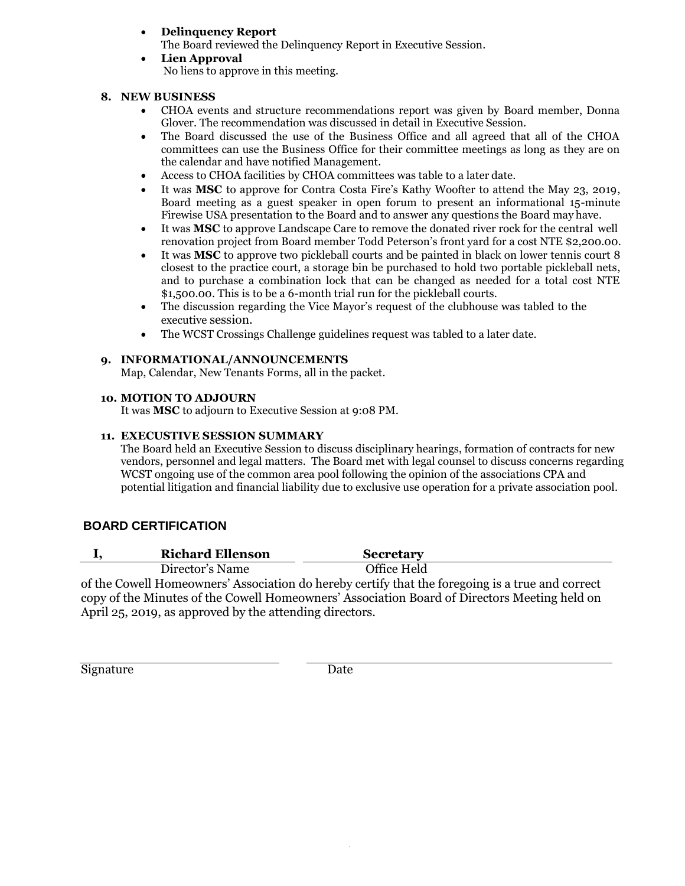- **Delinquency Report**
  The Board reviewed the Delinquency Report in Executive Session.
- **Lien Approval**
  No liens to approve in this meeting.

**8. NEW BUSINESS**

- CHOA events and structure recommendations report was given by Board member, Donna Glover. The recommendation was discussed in detail in Executive Session.
- The Board discussed the use of the Business Office and all agreed that all of the CHOA committees can use the Business Office for their committee meetings as long as they are on the calendar and have notified Management.
- Access to CHOA facilities by CHOA committees was table to a later date.
- It was **MSC** to approve for Contra Costa Fire's Kathy Woofter to attend the May 23, 2019, Board meeting as a guest speaker in open forum to present an informational 15-minute Firewise USA presentation to the Board and to answer any questions the Board may have.
- It was **MSC** to approve Landscape Care to remove the donated river rock for the central well renovation project from Board member Todd Peterson's front yard for a cost NTE $2,200.00.
- It was **MSC** to approve two pickleball courts and be painted in black on lower tennis court 8 closest to the practice court, a storage bin be purchased to hold two portable pickleball nets, and to purchase a combination lock that can be changed as needed for a total cost NTE $1,500.00. This is to be a 6-month trial run for the pickleball courts.
- The discussion regarding the Vice Mayor's request of the clubhouse was tabled to the executive session.
- The WCST Crossings Challenge guidelines request was tabled to a later date.

**9. INFORMATIONAL/ANNOUNCEMENTS**

Map, Calendar, New Tenants Forms, all in the packet.

**10. MOTION TO ADJOURN**

It was **MSC** to adjourn to Executive Session at 9:08 PM.

**11. EXECUSTIVE SESSION SUMMARY**

The Board held an Executive Session to discuss disciplinary hearings, formation of contracts for new vendors, personnel and legal matters. The Board met with legal counsel to discuss concerns regarding WCST ongoing use of the common area pool following the opinion of the associations CPA and potential litigation and financial liability due to exclusive use operation for a private association pool.

## BOARD CERTIFICATION

**I,** **Richard Ellenson** — **Secretary**
Director's Name — Office Held

of the Cowell Homeowners' Association do hereby certify that the foregoing is a true and correct copy of the Minutes of the Cowell Homeowners' Association Board of Directors Meeting held on April 25, 2019, as approved by the attending directors.

Signature ____________________ Date ____________________